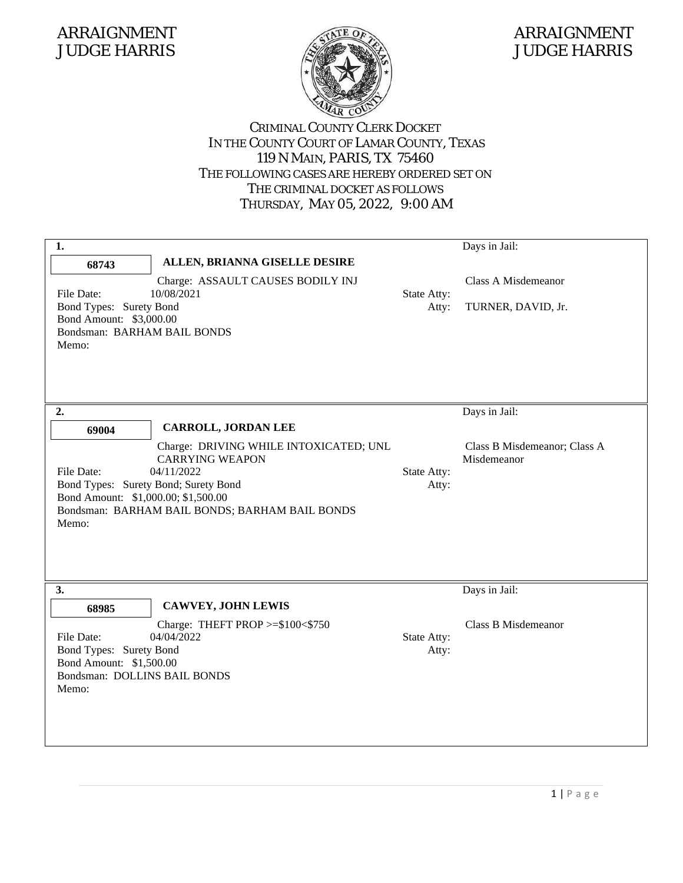ARRAIGNMENT
JUDGE HARRIS

ARRAIGNMENT
JUDGE HARRIS

# CRIMINAL COUNTY CLERK DOCKET
## IN THE COUNTY COURT OF LAMAR COUNTY, TEXAS
### 119 N MAIN, PARIS, TX 75460

THE FOLLOWING CASES ARE HEREBY ORDERED SET ON
THE CRIMINAL DOCKET AS FOLLOWS
THURSDAY, MAY 05, 2022, 9:00 AM

---

**1.**

Days in Jail:

**68743** — **ALLEN, BRIANNA GISELLE DESIRE**

Charge: ASSAULT CAUSES BODILY INJ — Class A Misdemeanor

File Date: 10/08/2021

State Atty:

Atty: TURNER, DAVID, Jr.

Bond Types: Surety Bond

Bond Amount: $3,000.00

Bondsman: BARHAM BAIL BONDS

Memo:

---

**2.**

Days in Jail:

**69004** — **CARROLL, JORDAN LEE**

Charge: DRIVING WHILE INTOXICATED; UNL CARRYING WEAPON — Class B Misdemeanor; Class A Misdemeanor

File Date: 04/11/2022

State Atty:

Atty:

Bond Types: Surety Bond; Surety Bond

Bond Amount: $1,000.00; $1,500.00

Bondsman: BARHAM BAIL BONDS; BARHAM BAIL BONDS

Memo:

---

**3.**

Days in Jail:

**68985** — **CAWVEY, JOHN LEWIS**

Charge: THEFT PROP >=$100<$750 — Class B Misdemeanor

File Date: 04/04/2022

State Atty:

Atty:

Bond Types: Surety Bond

Bond Amount: $1,500.00

Bondsman: DOLLINS BAIL BONDS

Memo: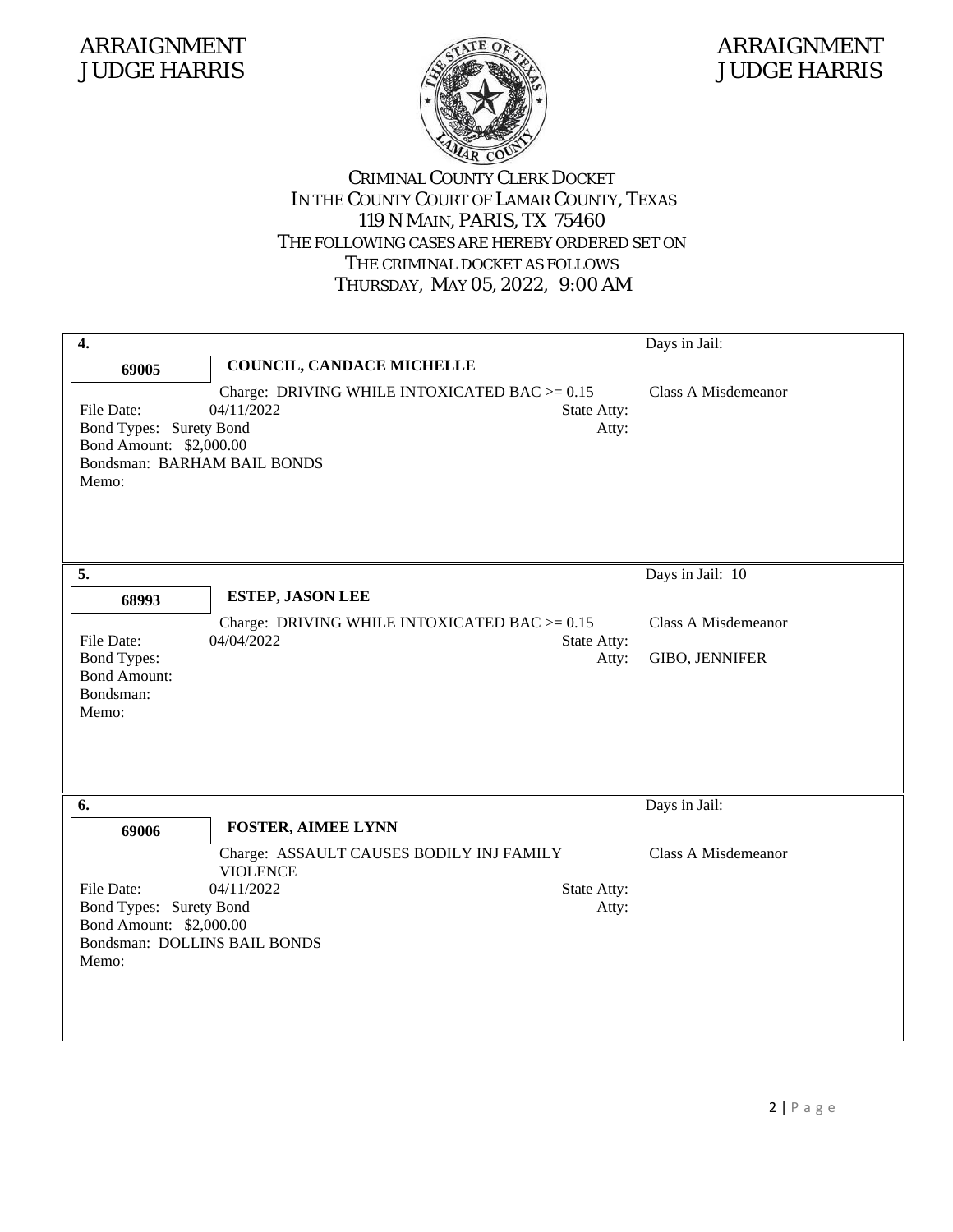ARRAIGNMENT
JUDGE HARRIS

ARRAIGNMENT
JUDGE HARRIS

CRIMINAL COUNTY CLERK DOCKET
IN THE COUNTY COURT OF LAMAR COUNTY, TEXAS
119 N MAIN, PARIS, TX 75460
THE FOLLOWING CASES ARE HEREBY ORDERED SET ON
THE CRIMINAL DOCKET AS FOLLOWS
THURSDAY, MAY 05, 2022, 9:00 AM

---

**4.**

Days in Jail:

**69005** — **COUNCIL, CANDACE MICHELLE**

Charge: DRIVING WHILE INTOXICATED BAC >= 0.15 — Class A Misdemeanor

File Date: 04/11/2022
State Atty:
Bond Types: Surety Bond
Atty:
Bond Amount: $2,000.00
Bondsman: BARHAM BAIL BONDS
Memo:

---

**5.**

Days in Jail: 10

**68993** — **ESTEP, JASON LEE**

Charge: DRIVING WHILE INTOXICATED BAC >= 0.15 — Class A Misdemeanor

File Date: 04/04/2022
State Atty:
Bond Types:
Atty: GIBO, JENNIFER
Bond Amount:
Bondsman:
Memo:

---

**6.**

Days in Jail:

**69006** — **FOSTER, AIMEE LYNN**

Charge: ASSAULT CAUSES BODILY INJ FAMILY VIOLENCE — Class A Misdemeanor

File Date: 04/11/2022
State Atty:
Bond Types: Surety Bond
Atty:
Bond Amount: $2,000.00
Bondsman: DOLLINS BAIL BONDS
Memo: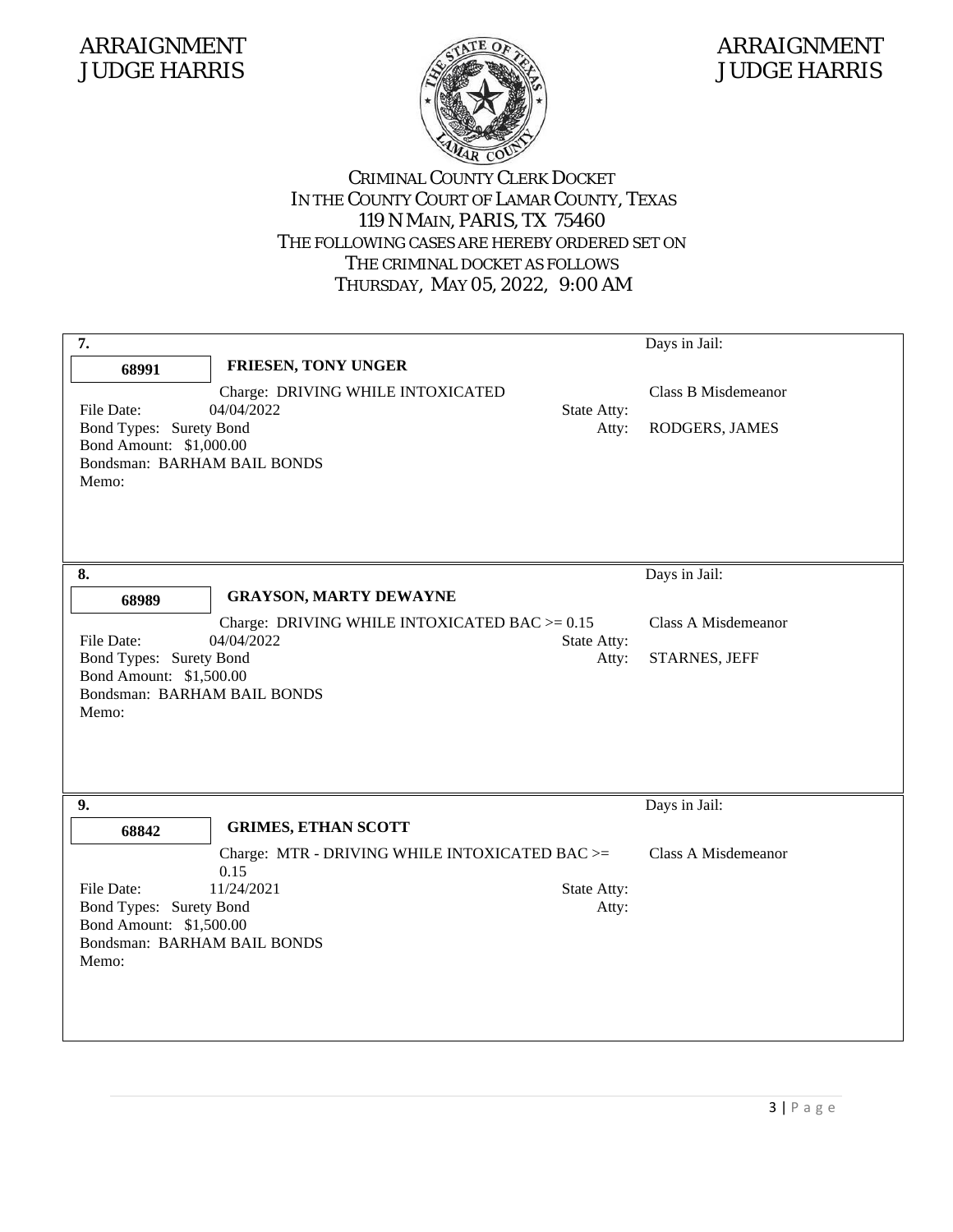ARRAIGNMENT
JUDGE HARRIS

ARRAIGNMENT
JUDGE HARRIS

CRIMINAL COUNTY CLERK DOCKET
IN THE COUNTY COURT OF LAMAR COUNTY, TEXAS
119 N MAIN, PARIS, TX 75460
THE FOLLOWING CASES ARE HEREBY ORDERED SET ON
THE CRIMINAL DOCKET AS FOLLOWS
THURSDAY, MAY 05, 2022, 9:00 AM

---

**7.** Days in Jail:

**68991** **FRIESEN, TONY UNGER**

Charge: DRIVING WHILE INTOXICATED — Class B Misdemeanor

File Date: 04/04/2022
State Atty:
Bond Types: Surety Bond
Atty: RODGERS, JAMES
Bond Amount: $1,000.00
Bondsman: BARHAM BAIL BONDS
Memo:

---

**8.** Days in Jail:

**68989** **GRAYSON, MARTY DEWAYNE**

Charge: DRIVING WHILE INTOXICATED BAC >= 0.15 — Class A Misdemeanor

File Date: 04/04/2022
State Atty:
Bond Types: Surety Bond
Atty: STARNES, JEFF
Bond Amount: $1,500.00
Bondsman: BARHAM BAIL BONDS
Memo:

---

**9.** Days in Jail:

**68842** **GRIMES, ETHAN SCOTT**

Charge: MTR - DRIVING WHILE INTOXICATED BAC >= 0.15 — Class A Misdemeanor

File Date: 11/24/2021
State Atty:
Bond Types: Surety Bond
Atty:
Bond Amount: $1,500.00
Bondsman: BARHAM BAIL BONDS
Memo: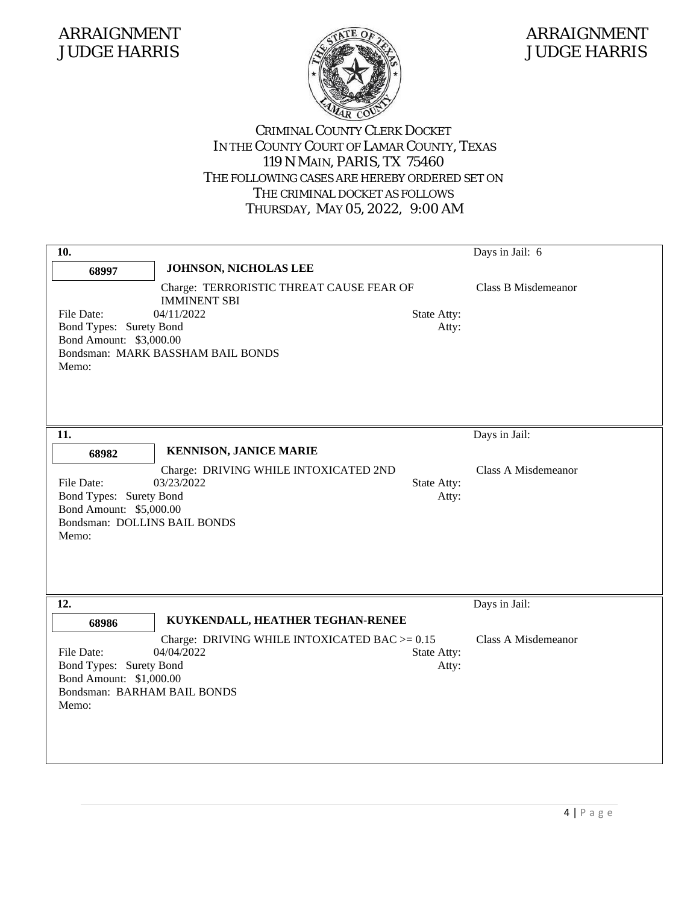ARRAIGNMENT
JUDGE HARRIS

ARRAIGNMENT
JUDGE HARRIS

CRIMINAL COUNTY CLERK DOCKET
IN THE COUNTY COURT OF LAMAR COUNTY, TEXAS
119 N MAIN, PARIS, TX 75460
THE FOLLOWING CASES ARE HEREBY ORDERED SET ON
THE CRIMINAL DOCKET AS FOLLOWS
THURSDAY, MAY 05, 2022, 9:00 AM

**10.** Days in Jail: 6

**68997** **JOHNSON, NICHOLAS LEE**

Charge: TERRORISTIC THREAT CAUSE FEAR OF IMMINENT SBI — Class B Misdemeanor

File Date: 04/11/2022
State Atty:
Bond Types: Surety Bond
Atty:
Bond Amount: $3,000.00
Bondsman: MARK BASSHAM BAIL BONDS
Memo:

---

**11.** Days in Jail:

**68982** **KENNISON, JANICE MARIE**

Charge: DRIVING WHILE INTOXICATED 2ND — Class A Misdemeanor

File Date: 03/23/2022
State Atty:
Bond Types: Surety Bond
Atty:
Bond Amount: $5,000.00
Bondsman: DOLLINS BAIL BONDS
Memo:

---

**12.** Days in Jail:

**68986** **KUYKENDALL, HEATHER TEGHAN-RENEE**

Charge: DRIVING WHILE INTOXICATED BAC >= 0.15 — Class A Misdemeanor

File Date: 04/04/2022
State Atty:
Bond Types: Surety Bond
Atty:
Bond Amount: $1,000.00
Bondsman: BARHAM BAIL BONDS
Memo: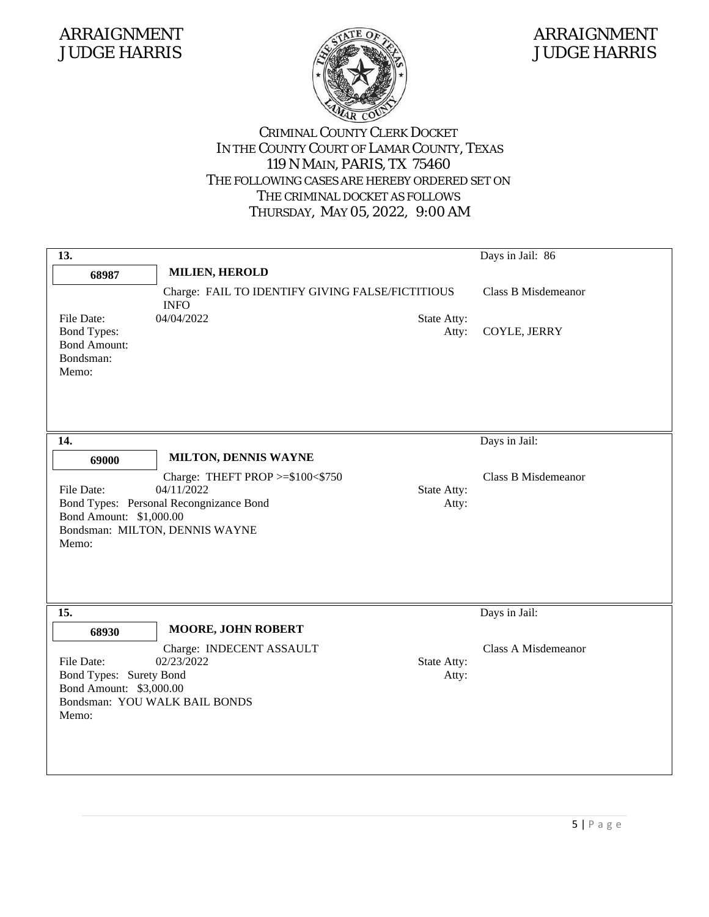ARRAIGNMENT
JUDGE HARRIS

ARRAIGNMENT
JUDGE HARRIS

# CRIMINAL COUNTY CLERK DOCKET
## IN THE COUNTY COURT OF LAMAR COUNTY, TEXAS
119 N MAIN, PARIS, TX 75460

THE FOLLOWING CASES ARE HEREBY ORDERED SET ON
THE CRIMINAL DOCKET AS FOLLOWS
THURSDAY, MAY 05, 2022, 9:00 AM

---

**13.** Days in Jail: 86

**68987** — **MILIEN, HEROLD**

Charge: FAIL TO IDENTIFY GIVING FALSE/FICTITIOUS INFO — Class B Misdemeanor

File Date: 04/04/2022
State Atty:
Bond Types:
Atty: COYLE, JERRY
Bond Amount:
Bondsman:
Memo:

---

**14.** Days in Jail:

**69000** — **MILTON, DENNIS WAYNE**

Charge: THEFT PROP >=$100<$750 — Class B Misdemeanor

File Date: 04/11/2022
State Atty:
Bond Types: Personal Recongnizance Bond
Atty:
Bond Amount: $1,000.00
Bondsman: MILTON, DENNIS WAYNE
Memo:

---

**15.** Days in Jail:

**68930** — **MOORE, JOHN ROBERT**

Charge: INDECENT ASSAULT — Class A Misdemeanor

File Date: 02/23/2022
State Atty:
Bond Types: Surety Bond
Atty:
Bond Amount: $3,000.00
Bondsman: YOU WALK BAIL BONDS
Memo: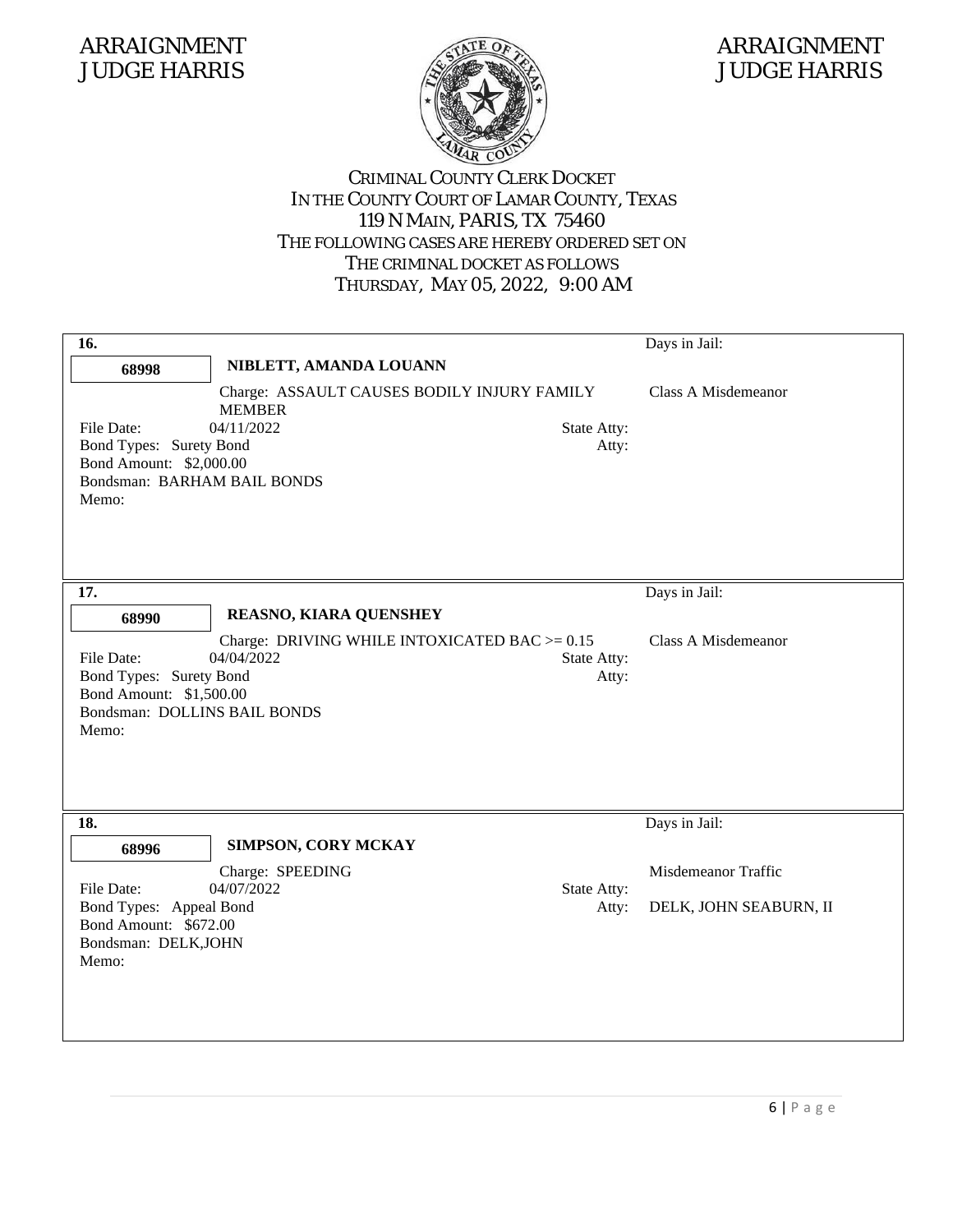ARRAIGNMENT
JUDGE HARRIS

ARRAIGNMENT
JUDGE HARRIS

CRIMINAL COUNTY CLERK DOCKET
IN THE COUNTY COURT OF LAMAR COUNTY, TEXAS
119 N MAIN, PARIS, TX 75460
THE FOLLOWING CASES ARE HEREBY ORDERED SET ON
THE CRIMINAL DOCKET AS FOLLOWS
THURSDAY, MAY 05, 2022, 9:00 AM

**16.** Days in Jail:

**68998** **NIBLETT, AMANDA LOUANN**

Charge: ASSAULT CAUSES BODILY INJURY FAMILY MEMBER — Class A Misdemeanor

File Date: 04/11/2022 State Atty:
Bond Types: Surety Bond Atty:
Bond Amount: $2,000.00
Bondsman: BARHAM BAIL BONDS
Memo:

---

**17.** Days in Jail:

**68990** **REASNO, KIARA QUENSHEY**

Charge: DRIVING WHILE INTOXICATED BAC >= 0.15 — Class A Misdemeanor

File Date: 04/04/2022 State Atty:
Bond Types: Surety Bond Atty:
Bond Amount: $1,500.00
Bondsman: DOLLINS BAIL BONDS
Memo:

---

**18.** Days in Jail:

**68996** **SIMPSON, CORY MCKAY**

Charge: SPEEDING — Misdemeanor Traffic

File Date: 04/07/2022 State Atty:
Bond Types: Appeal Bond Atty: DELK, JOHN SEABURN, II
Bond Amount: $672.00
Bondsman: DELK,JOHN
Memo: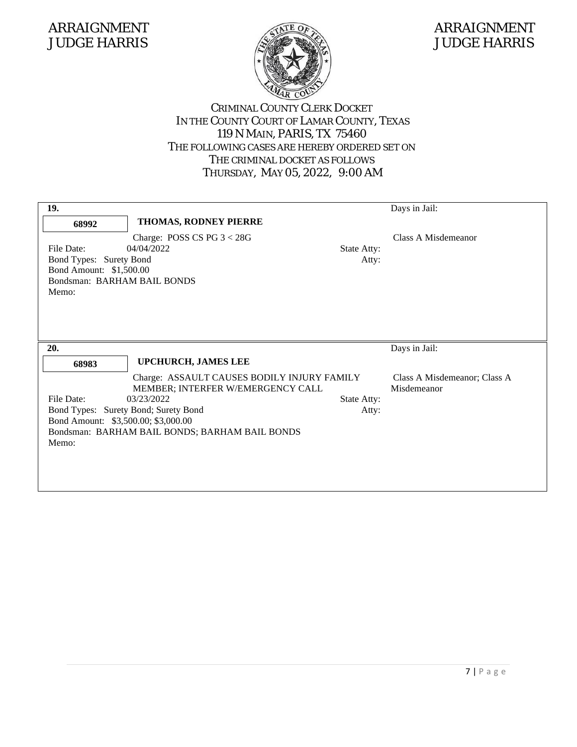ARRAIGNMENT
JUDGE HARRIS

ARRAIGNMENT
JUDGE HARRIS

CRIMINAL COUNTY CLERK DOCKET
IN THE COUNTY COURT OF LAMAR COUNTY, TEXAS
119 N MAIN, PARIS, TX 75460
THE FOLLOWING CASES ARE HEREBY ORDERED SET ON
THE CRIMINAL DOCKET AS FOLLOWS
THURSDAY, MAY 05, 2022, 9:00 AM

**19.**

Days in Jail:

**68992** **THOMAS, RODNEY PIERRE**

Charge: POSS CS PG 3 < 28G — Class A Misdemeanor

File Date: 04/04/2022

State Atty:

Bond Types: Surety Bond

Atty:

Bond Amount: $1,500.00

Bondsman: BARHAM BAIL BONDS

Memo:

**20.**

Days in Jail:

**68983** **UPCHURCH, JAMES LEE**

Charge: ASSAULT CAUSES BODILY INJURY FAMILY MEMBER; INTERFER W/EMERGENCY CALL — Class A Misdemeanor; Class A Misdemeanor

File Date: 03/23/2022

State Atty:

Bond Types: Surety Bond; Surety Bond

Atty:

Bond Amount: $3,500.00; $3,000.00

Bondsman: BARHAM BAIL BONDS; BARHAM BAIL BONDS

Memo: